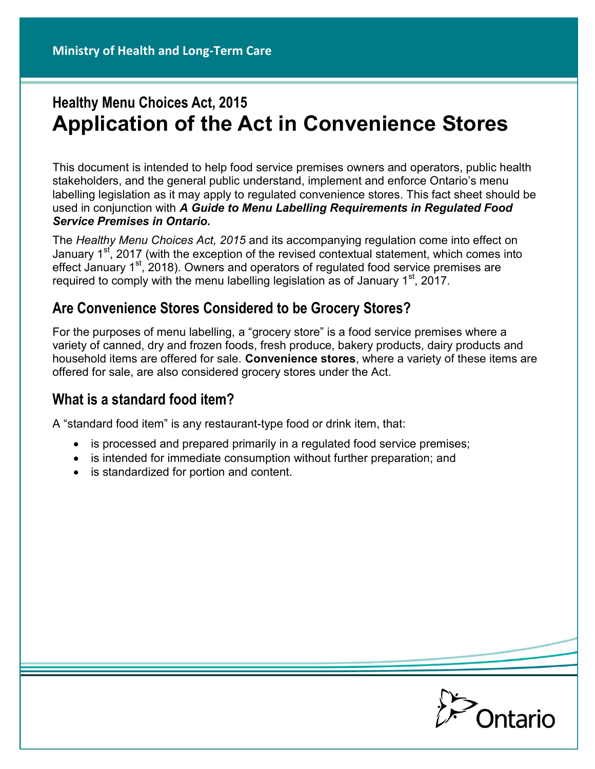Ministry of Health and Long-Term Care

# Healthy Menu Choices Act, 2015

# Application of the Act in Convenience Stores

This document is intended to help food service premises owners and operators, public health stakeholders, and the general public understand, implement and enforce Ontario's menu labelling legislation as it may apply to regulated convenience stores. This fact sheet should be used in conjunction with ***A Guide to Menu Labelling Requirements in Regulated Food Service Premises in Ontario.***

The *Healthy Menu Choices Act, 2015* and its accompanying regulation come into effect on January 1st, 2017 (with the exception of the revised contextual statement, which comes into effect January 1st, 2018). Owners and operators of regulated food service premises are required to comply with the menu labelling legislation as of January 1st, 2017.

## Are Convenience Stores Considered to be Grocery Stores?

For the purposes of menu labelling, a "grocery store" is a food service premises where a variety of canned, dry and frozen foods, fresh produce, bakery products, dairy products and household items are offered for sale. **Convenience stores**, where a variety of these items are offered for sale, are also considered grocery stores under the Act.

## What is a standard food item?

A "standard food item" is any restaurant-type food or drink item, that:

- is processed and prepared primarily in a regulated food service premises;
- is intended for immediate consumption without further preparation; and
- is standardized for portion and content.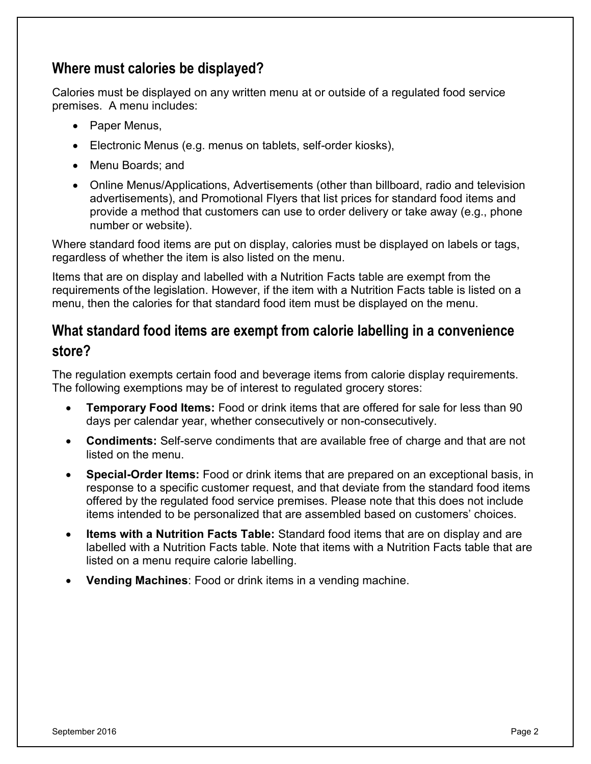## Where must calories be displayed?

Calories must be displayed on any written menu at or outside of a regulated food service premises. A menu includes:

- Paper Menus,
- Electronic Menus (e.g. menus on tablets, self-order kiosks),
- Menu Boards; and
- Online Menus/Applications, Advertisements (other than billboard, radio and television advertisements), and Promotional Flyers that list prices for standard food items and provide a method that customers can use to order delivery or take away (e.g., phone number or website).

Where standard food items are put on display, calories must be displayed on labels or tags, regardless of whether the item is also listed on the menu.

Items that are on display and labelled with a Nutrition Facts table are exempt from the requirements of the legislation. However, if the item with a Nutrition Facts table is listed on a menu, then the calories for that standard food item must be displayed on the menu.

## What standard food items are exempt from calorie labelling in a convenience store?

The regulation exempts certain food and beverage items from calorie display requirements. The following exemptions may be of interest to regulated grocery stores:

- **Temporary Food Items:** Food or drink items that are offered for sale for less than 90 days per calendar year, whether consecutively or non-consecutively.
- **Condiments:** Self-serve condiments that are available free of charge and that are not listed on the menu.
- **Special-Order Items:** Food or drink items that are prepared on an exceptional basis, in response to a specific customer request, and that deviate from the standard food items offered by the regulated food service premises. Please note that this does not include items intended to be personalized that are assembled based on customers' choices.
- **Items with a Nutrition Facts Table:** Standard food items that are on display and are labelled with a Nutrition Facts table. Note that items with a Nutrition Facts table that are listed on a menu require calorie labelling.
- **Vending Machines**: Food or drink items in a vending machine.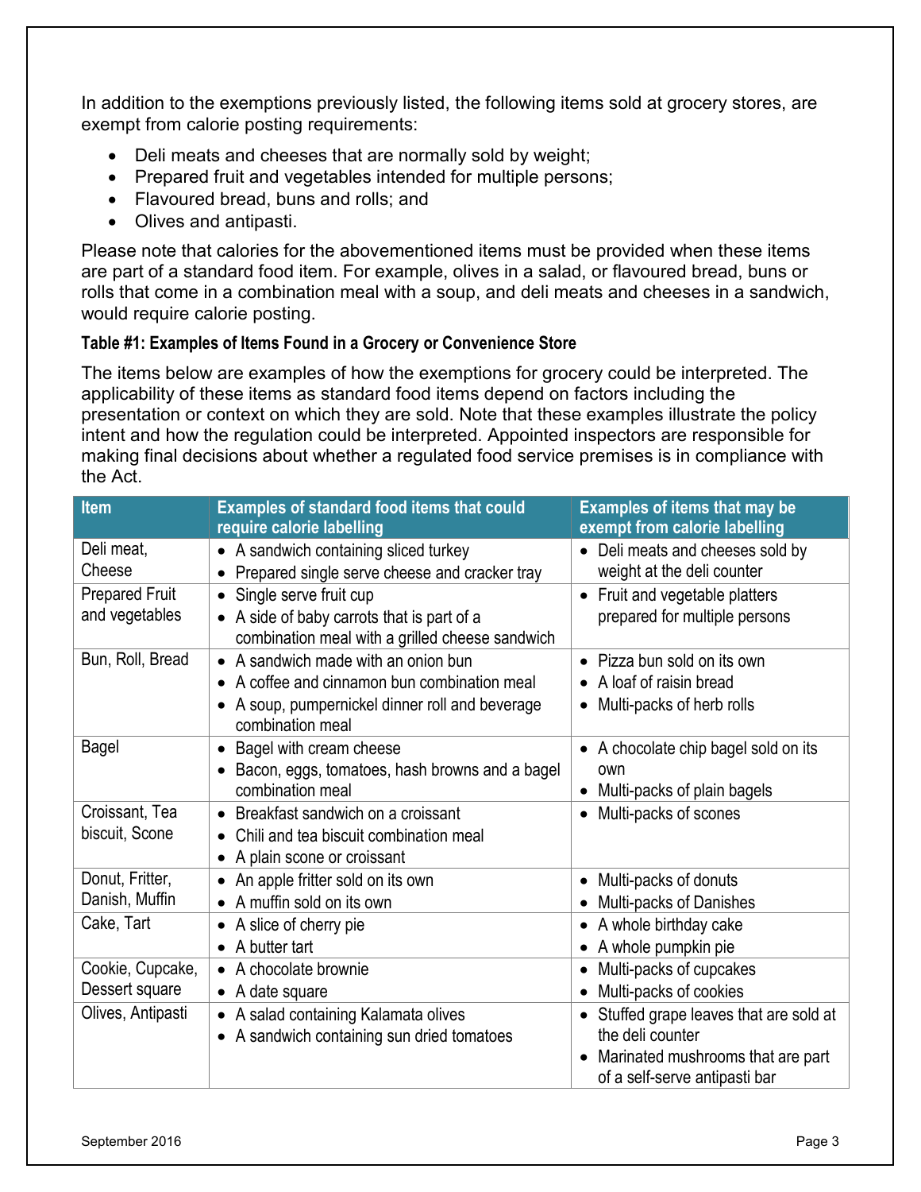In addition to the exemptions previously listed, the following items sold at grocery stores, are exempt from calorie posting requirements:

- Deli meats and cheeses that are normally sold by weight;
- Prepared fruit and vegetables intended for multiple persons;
- Flavoured bread, buns and rolls; and
- Olives and antipasti.

Please note that calories for the abovementioned items must be provided when these items are part of a standard food item. For example, olives in a salad, or flavoured bread, buns or rolls that come in a combination meal with a soup, and deli meats and cheeses in a sandwich, would require calorie posting.

**Table #1: Examples of Items Found in a Grocery or Convenience Store**

The items below are examples of how the exemptions for grocery could be interpreted. The applicability of these items as standard food items depend on factors including the presentation or context on which they are sold. Note that these examples illustrate the policy intent and how the regulation could be interpreted. Appointed inspectors are responsible for making final decisions about whether a regulated food service premises is in compliance with the Act.

| Item | Examples of standard food items that could require calorie labelling | Examples of items that may be exempt from calorie labelling |
|---|---|---|
| Deli meat, Cheese | • A sandwich containing sliced turkey<br>• Prepared single serve cheese and cracker tray | • Deli meats and cheeses sold by weight at the deli counter |
| Prepared Fruit and vegetables | • Single serve fruit cup<br>• A side of baby carrots that is part of a combination meal with a grilled cheese sandwich | • Fruit and vegetable platters prepared for multiple persons |
| Bun, Roll, Bread | • A sandwich made with an onion bun<br>• A coffee and cinnamon bun combination meal<br>• A soup, pumpernickel dinner roll and beverage combination meal | • Pizza bun sold on its own<br>• A loaf of raisin bread<br>• Multi-packs of herb rolls |
| Bagel | • Bagel with cream cheese<br>• Bacon, eggs, tomatoes, hash browns and a bagel combination meal | • A chocolate chip bagel sold on its own<br>• Multi-packs of plain bagels |
| Croissant, Tea biscuit, Scone | • Breakfast sandwich on a croissant<br>• Chili and tea biscuit combination meal<br>• A plain scone or croissant | • Multi-packs of scones |
| Donut, Fritter, Danish, Muffin | • An apple fritter sold on its own<br>• A muffin sold on its own | • Multi-packs of donuts<br>• Multi-packs of Danishes |
| Cake, Tart | • A slice of cherry pie<br>• A butter tart | • A whole birthday cake<br>• A whole pumpkin pie |
| Cookie, Cupcake, Dessert square | • A chocolate brownie<br>• A date square | • Multi-packs of cupcakes<br>• Multi-packs of cookies |
| Olives, Antipasti | • A salad containing Kalamata olives<br>• A sandwich containing sun dried tomatoes | • Stuffed grape leaves that are sold at the deli counter<br>• Marinated mushrooms that are part of a self-serve antipasti bar |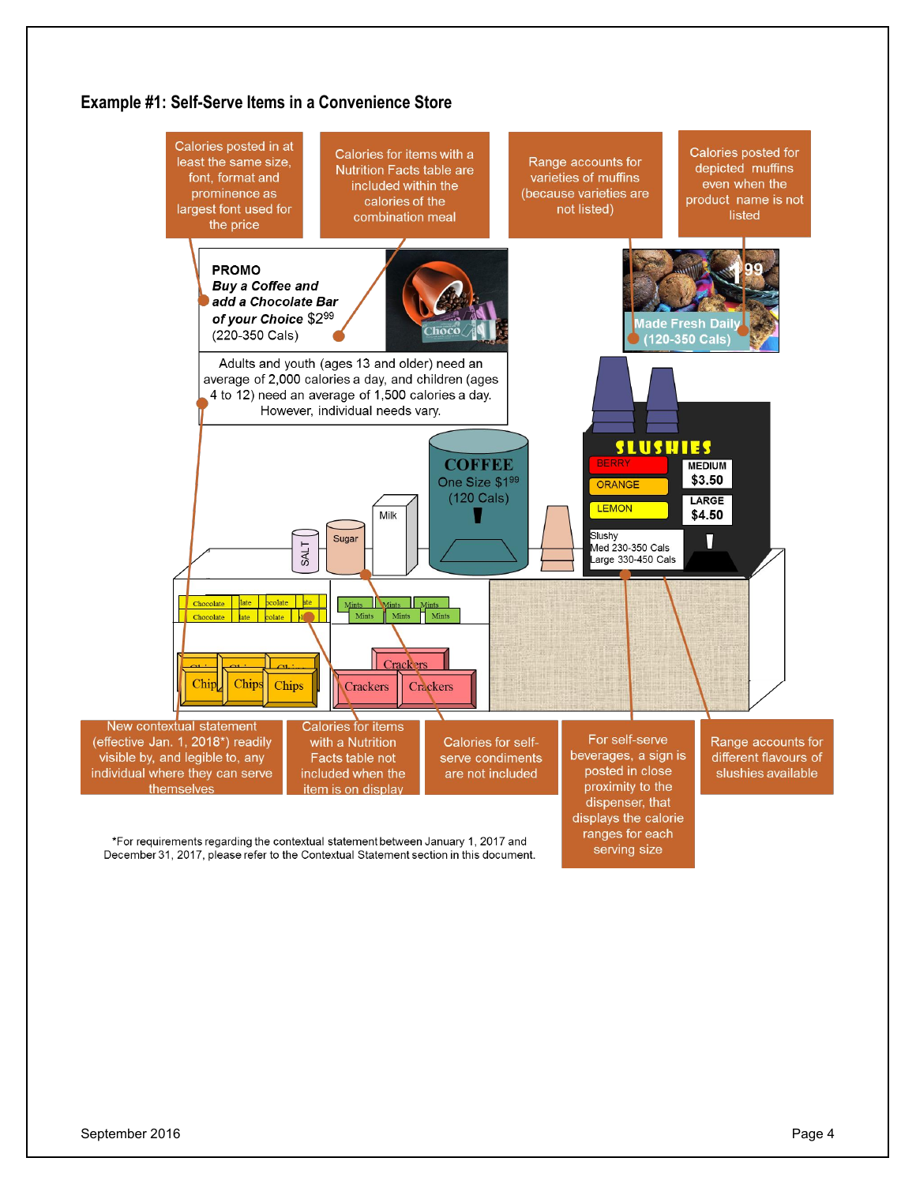### Example #1: Self-Serve Items in a Convenience Store

Calories posted in at least the same size, font, format and prominence as largest font used for the price

Calories for items with a Nutrition Facts table are included within the calories of the combination meal

Range accounts for varieties of muffins (because varieties are not listed)

Calories posted for depicted muffins even when the product name is not listed

**PROMO**
***Buy a Coffee and add a Chocolate Bar of your Choice*** $2.99
(220-350 Cals)

Made Fresh Daily
(120-350 Cals)

Adults and youth (ages 13 and older) need an average of 2,000 calories a day, and children (ages 4 to 12) need an average of 1,500 calories a day. However, individual needs vary.

COFFEE
One Size $1.99
(120 Cals)

SLUSHIES
BERRY
ORANGE
LEMON
MEDIUM $3.50
LARGE $4.50
Slushy
Med 230-350 Cals
Large 330-450 Cals

New contextual statement (effective Jan. 1, 2018*) readily visible by, and legible to, any individual where they can serve themselves

Calories for items with a Nutrition Facts table not included when the item is on display

Calories for self-serve condiments are not included

For self-serve beverages, a sign is posted in close proximity to the dispenser, that displays the calorie ranges for each serving size

Range accounts for different flavours of slushies available

*For requirements regarding the contextual statement between January 1, 2017 and December 31, 2017, please refer to the Contextual Statement section in this document.

September 2016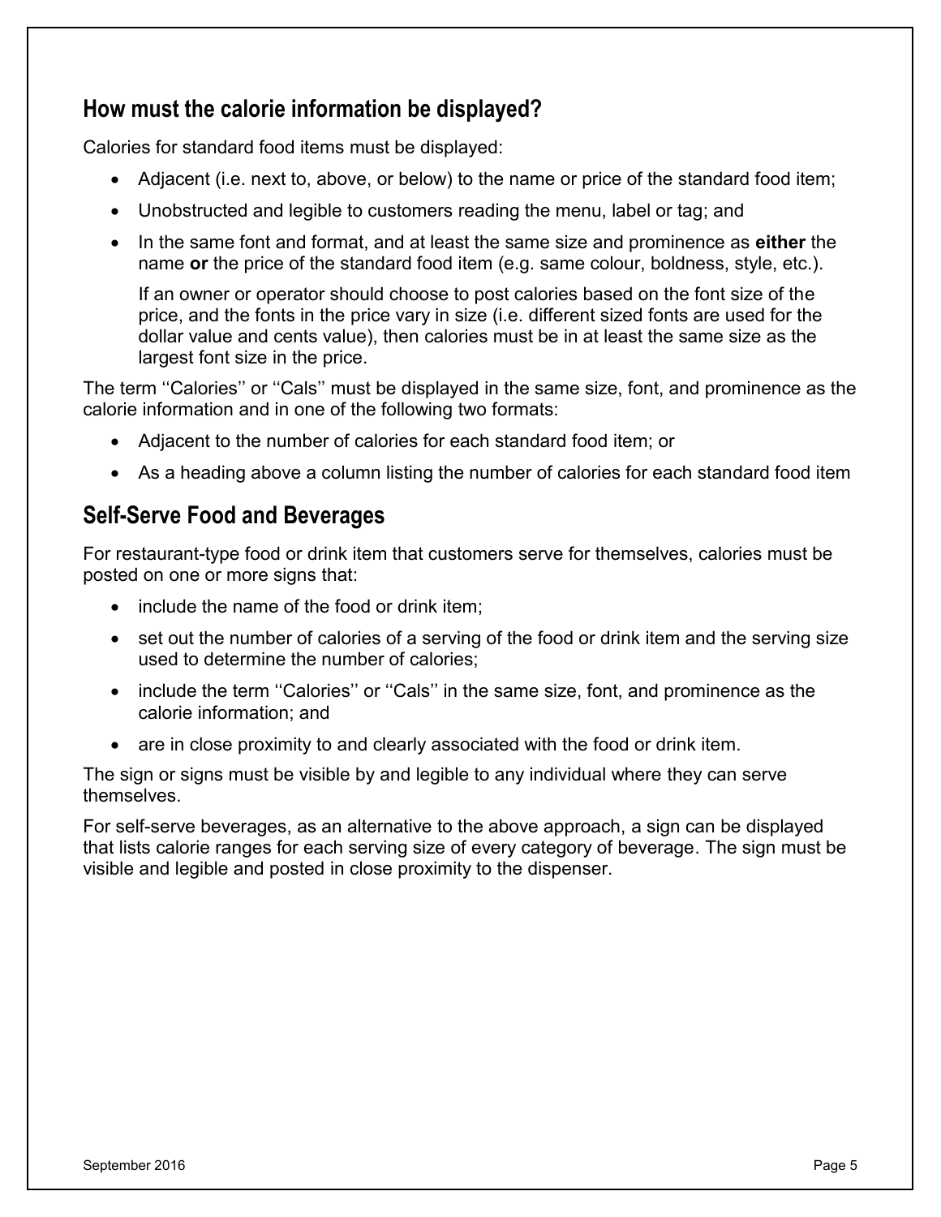## How must the calorie information be displayed?

Calories for standard food items must be displayed:

- Adjacent (i.e. next to, above, or below) to the name or price of the standard food item;
- Unobstructed and legible to customers reading the menu, label or tag; and
- In the same font and format, and at least the same size and prominence as **either** the name **or** the price of the standard food item (e.g. same colour, boldness, style, etc.).

  If an owner or operator should choose to post calories based on the font size of the price, and the fonts in the price vary in size (i.e. different sized fonts are used for the dollar value and cents value), then calories must be in at least the same size as the largest font size in the price.

The term ''Calories'' or ''Cals'' must be displayed in the same size, font, and prominence as the calorie information and in one of the following two formats:

- Adjacent to the number of calories for each standard food item; or
- As a heading above a column listing the number of calories for each standard food item

## Self-Serve Food and Beverages

For restaurant-type food or drink item that customers serve for themselves, calories must be posted on one or more signs that:

- include the name of the food or drink item;
- set out the number of calories of a serving of the food or drink item and the serving size used to determine the number of calories;
- include the term ''Calories'' or ''Cals'' in the same size, font, and prominence as the calorie information; and
- are in close proximity to and clearly associated with the food or drink item.

The sign or signs must be visible by and legible to any individual where they can serve themselves.

For self-serve beverages, as an alternative to the above approach, a sign can be displayed that lists calorie ranges for each serving size of every category of beverage. The sign must be visible and legible and posted in close proximity to the dispenser.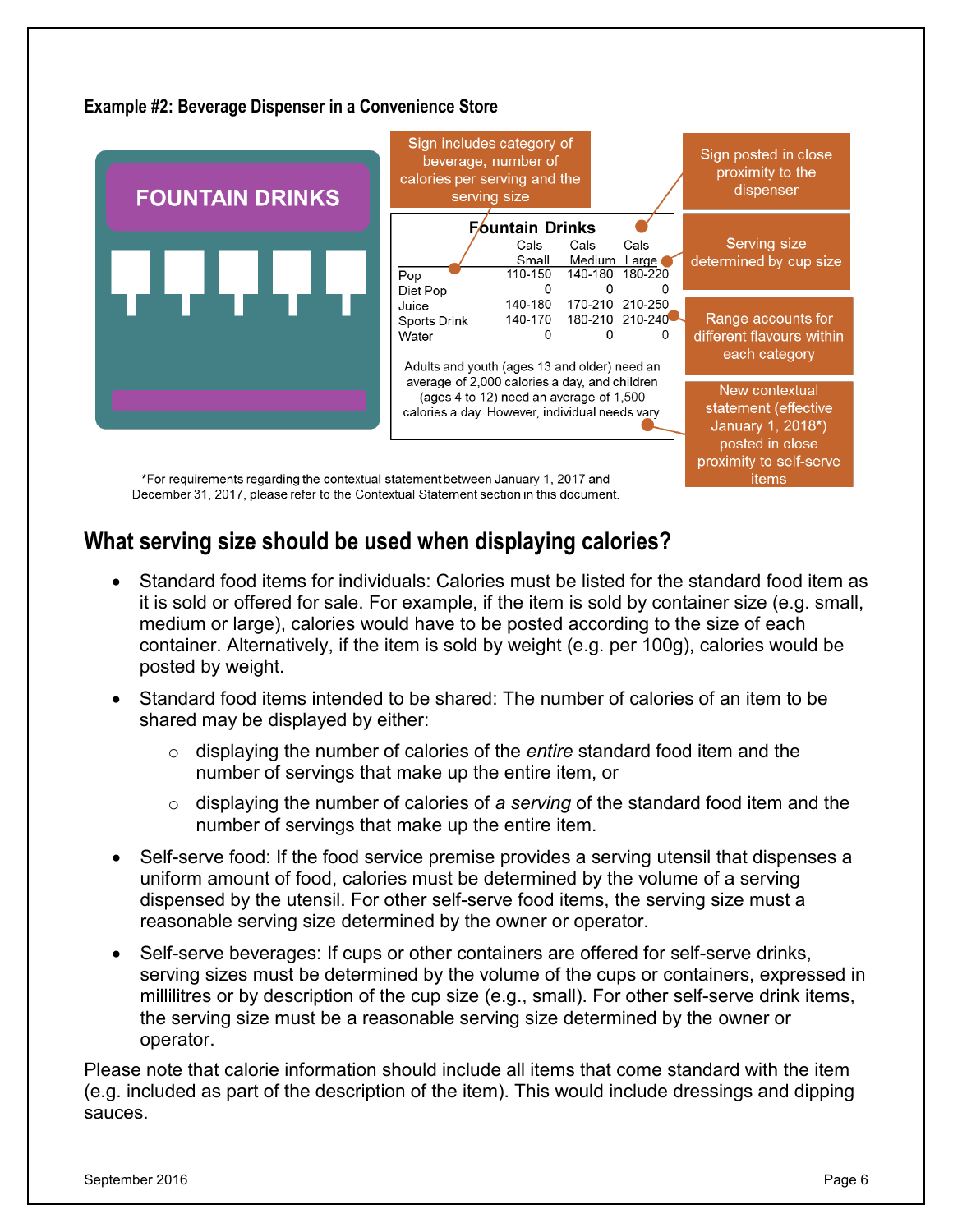**Example #2: Beverage Dispenser in a Convenience Store**

FOUNTAIN DRINKS

Sign includes category of beverage, number of calories per serving and the serving size

Sign posted in close proximity to the dispenser

**Fountain Drinks**

| | Cals Small | Cals Medium | Cals Large |
|---|---|---|---|
| Pop | 110-150 | 140-180 | 180-220 |
| Diet Pop | 0 | 0 | 0 |
| Juice | 140-180 | 170-210 | 210-250 |
| Sports Drink | 140-170 | 180-210 | 210-240 |
| Water | 0 | 0 | 0 |

Adults and youth (ages 13 and older) need an average of 2,000 calories a day, and children (ages 4 to 12) need an average of 1,500 calories a day. However, individual needs vary.

Serving size determined by cup size

Range accounts for different flavours within each category

New contextual statement (effective January 1, 2018*) posted in close proximity to self-serve items

*For requirements regarding the contextual statement between January 1, 2017 and December 31, 2017, please refer to the Contextual Statement section in this document.

## What serving size should be used when displaying calories?

- Standard food items for individuals: Calories must be listed for the standard food item as it is sold or offered for sale. For example, if the item is sold by container size (e.g. small, medium or large), calories would have to be posted according to the size of each container. Alternatively, if the item is sold by weight (e.g. per 100g), calories would be posted by weight.
- Standard food items intended to be shared: The number of calories of an item to be shared may be displayed by either:
  - displaying the number of calories of the *entire* standard food item and the number of servings that make up the entire item, or
  - displaying the number of calories of *a serving* of the standard food item and the number of servings that make up the entire item.
- Self-serve food: If the food service premise provides a serving utensil that dispenses a uniform amount of food, calories must be determined by the volume of a serving dispensed by the utensil. For other self-serve food items, the serving size must a reasonable serving size determined by the owner or operator.
- Self-serve beverages: If cups or other containers are offered for self-serve drinks, serving sizes must be determined by the volume of the cups or containers, expressed in millilitres or by description of the cup size (e.g., small). For other self-serve drink items, the serving size must be a reasonable serving size determined by the owner or operator.

Please note that calorie information should include all items that come standard with the item (e.g. included as part of the description of the item). This would include dressings and dipping sauces.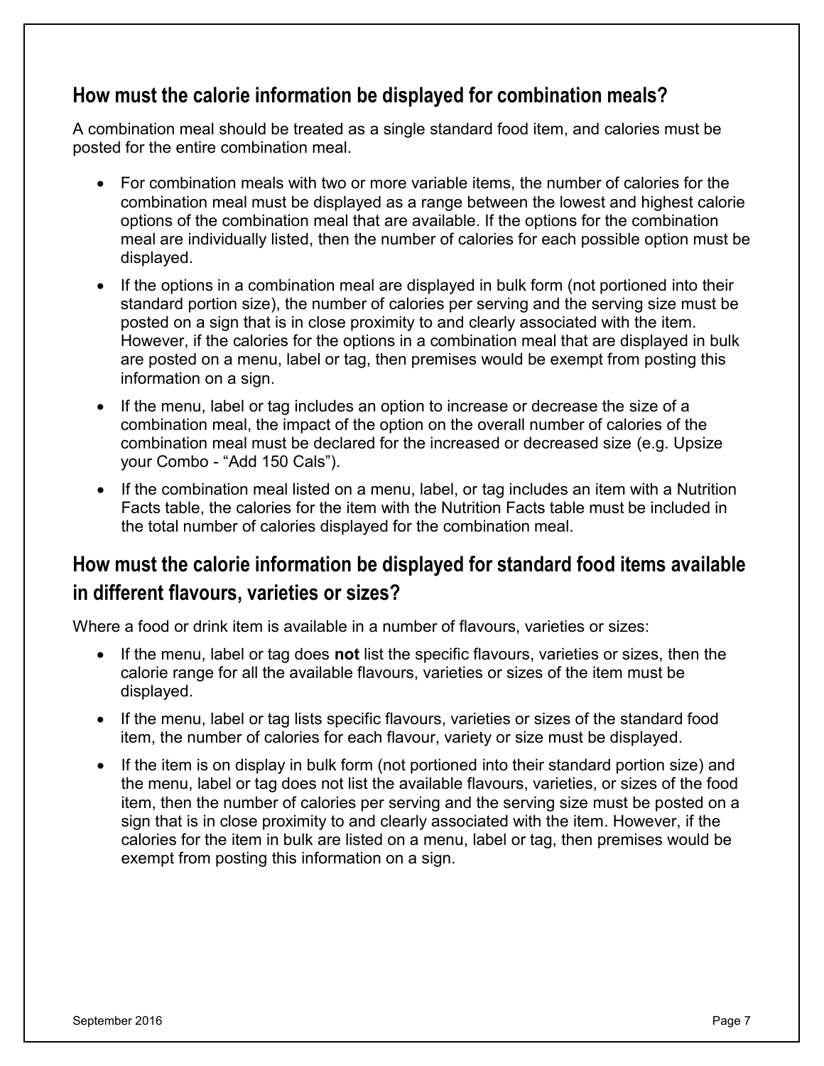## How must the calorie information be displayed for combination meals?

A combination meal should be treated as a single standard food item, and calories must be posted for the entire combination meal.

- For combination meals with two or more variable items, the number of calories for the combination meal must be displayed as a range between the lowest and highest calorie options of the combination meal that are available. If the options for the combination meal are individually listed, then the number of calories for each possible option must be displayed.
- If the options in a combination meal are displayed in bulk form (not portioned into their standard portion size), the number of calories per serving and the serving size must be posted on a sign that is in close proximity to and clearly associated with the item. However, if the calories for the options in a combination meal that are displayed in bulk are posted on a menu, label or tag, then premises would be exempt from posting this information on a sign.
- If the menu, label or tag includes an option to increase or decrease the size of a combination meal, the impact of the option on the overall number of calories of the combination meal must be declared for the increased or decreased size (e.g. Upsize your Combo - "Add 150 Cals").
- If the combination meal listed on a menu, label, or tag includes an item with a Nutrition Facts table, the calories for the item with the Nutrition Facts table must be included in the total number of calories displayed for the combination meal.

## How must the calorie information be displayed for standard food items available in different flavours, varieties or sizes?

Where a food or drink item is available in a number of flavours, varieties or sizes:

- If the menu, label or tag does **not** list the specific flavours, varieties or sizes, then the calorie range for all the available flavours, varieties or sizes of the item must be displayed.
- If the menu, label or tag lists specific flavours, varieties or sizes of the standard food item, the number of calories for each flavour, variety or size must be displayed.
- If the item is on display in bulk form (not portioned into their standard portion size) and the menu, label or tag does not list the available flavours, varieties, or sizes of the food item, then the number of calories per serving and the serving size must be posted on a sign that is in close proximity to and clearly associated with the item. However, if the calories for the item in bulk are listed on a menu, label or tag, then premises would be exempt from posting this information on a sign.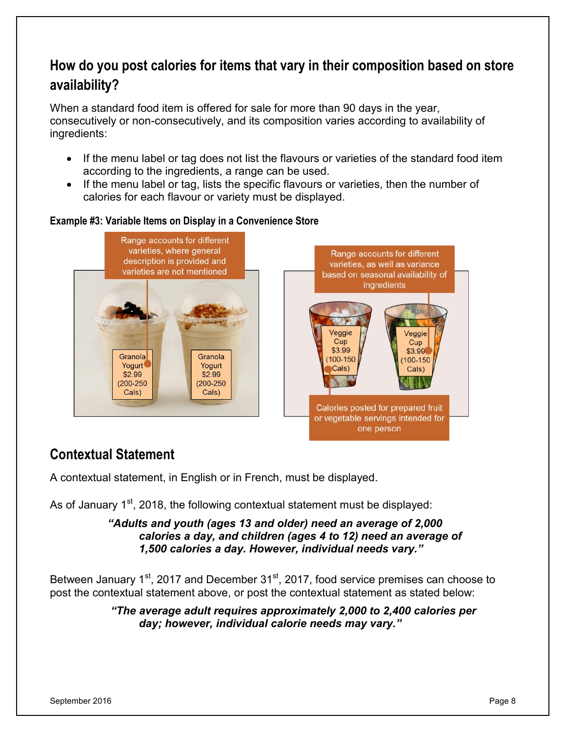## How do you post calories for items that vary in their composition based on store availability?

When a standard food item is offered for sale for more than 90 days in the year, consecutively or non-consecutively, and its composition varies according to availability of ingredients:

- If the menu label or tag does not list the flavours or varieties of the standard food item according to the ingredients, a range can be used.
- If the menu label or tag, lists the specific flavours or varieties, then the number of calories for each flavour or variety must be displayed.

**Example #3: Variable Items on Display in a Convenience Store**

Range accounts for different varieties, where general description is provided and varieties are not mentioned

Granola Yogurt $2.99 (200-250 Cals)

Granola Yogurt $2.99 (200-250 Cals)

Range accounts for different varieties, as well as variance based on seasonal availability of ingredients

Veggie Cup $3.99 (100-150 Cals)

Veggie Cup $3.99 (100-150 Cals)

Calories posted for prepared fruit or vegetable servings intended for one person

## Contextual Statement

A contextual statement, in English or in French, must be displayed.

As of January 1st, 2018, the following contextual statement must be displayed:

> ***"Adults and youth (ages 13 and older) need an average of 2,000 calories a day, and children (ages 4 to 12) need an average of 1,500 calories a day. However, individual needs vary."***

Between January 1st, 2017 and December 31st, 2017, food service premises can choose to post the contextual statement above, or post the contextual statement as stated below:

> ***"The average adult requires approximately 2,000 to 2,400 calories per day; however, individual calorie needs may vary."***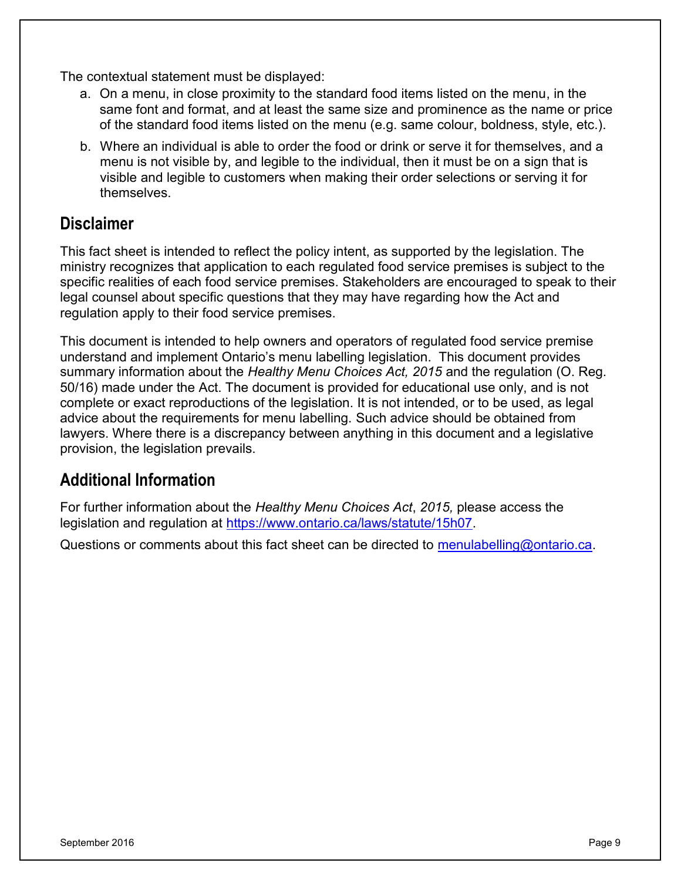The contextual statement must be displayed:

a. On a menu, in close proximity to the standard food items listed on the menu, in the same font and format, and at least the same size and prominence as the name or price of the standard food items listed on the menu (e.g. same colour, boldness, style, etc.).

b. Where an individual is able to order the food or drink or serve it for themselves, and a menu is not visible by, and legible to the individual, then it must be on a sign that is visible and legible to customers when making their order selections or serving it for themselves.

## Disclaimer

This fact sheet is intended to reflect the policy intent, as supported by the legislation. The ministry recognizes that application to each regulated food service premises is subject to the specific realities of each food service premises. Stakeholders are encouraged to speak to their legal counsel about specific questions that they may have regarding how the Act and regulation apply to their food service premises.

This document is intended to help owners and operators of regulated food service premise understand and implement Ontario's menu labelling legislation. This document provides summary information about the *Healthy Menu Choices Act, 2015* and the regulation (O. Reg. 50/16) made under the Act. The document is provided for educational use only, and is not complete or exact reproductions of the legislation. It is not intended, or to be used, as legal advice about the requirements for menu labelling. Such advice should be obtained from lawyers. Where there is a discrepancy between anything in this document and a legislative provision, the legislation prevails.

## Additional Information

For further information about the *Healthy Menu Choices Act*, *2015,* please access the legislation and regulation at https://www.ontario.ca/laws/statute/15h07.

Questions or comments about this fact sheet can be directed to menulabelling@ontario.ca.